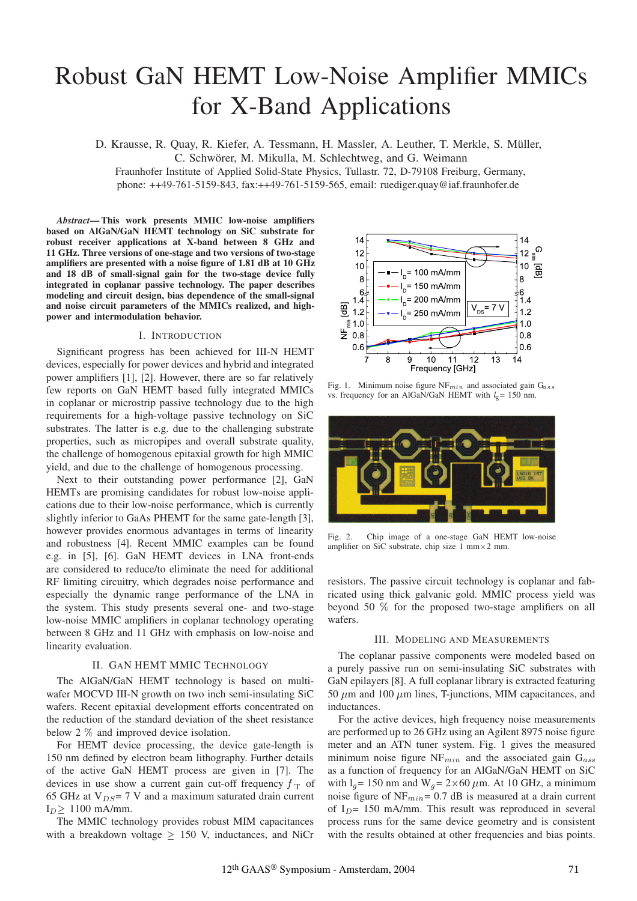# Robust GaN HEMT Low-Noise Amplifier MMICs for X-Band Applications

D. Krausse, R. Quay, R. Kiefer, A. Tessmann, H. Massler, A. Leuther, T. Merkle, S. Müller, C. Schwörer, M. Mikulla, M. Schlechtweg, and G. Weimann

Fraunhofer Institute of Applied Solid-State Physics, Tullastr. 72, D-79108 Freiburg, Germany,
phone: ++49-761-5159-843, fax:++49-761-5159-565, email: ruediger.quay@iaf.fraunhofer.de

***Abstract*— This work presents MMIC low-noise amplifiers based on AlGaN/GaN HEMT technology on SiC substrate for robust receiver applications at X-band between 8 GHz and 11 GHz. Three versions of one-stage and two versions of two-stage amplifiers are presented with a noise figure of 1.81 dB at 10 GHz and 18 dB of small-signal gain for the two-stage device fully integrated in coplanar passive technology. The paper describes modeling and circuit design, bias dependence of the small-signal and noise circuit parameters of the MMICs realized, and high-power and intermodulation behavior.**

## I. Introduction

Significant progress has been achieved for III-N HEMT devices, especially for power devices and hybrid and integrated power amplifiers [1], [2]. However, there are so far relatively few reports on GaN HEMT based fully integrated MMICs in coplanar or microstrip passive technology due to the high requirements for a high-voltage passive technology on SiC substrates. The latter is e.g. due to the challenging substrate properties, such as micropipes and overall substrate quality, the challenge of homogenous epitaxial growth for high MMIC yield, and due to the challenge of homogenous processing.

Next to their outstanding power performance [2], GaN HEMTs are promising candidates for robust low-noise applications due to their low-noise performance, which is currently slightly inferior to GaAs PHEMT for the same gate-length [3], however provides enormous advantages in terms of linearity and robustness [4]. Recent MMIC examples can be found e.g. in [5], [6]. GaN HEMT devices in LNA front-ends are considered to reduce/to eliminate the need for additional RF limiting circuitry, which degrades noise performance and especially the dynamic range performance of the LNA in the system. This study presents several one- and two-stage low-noise MMIC amplifiers in coplanar technology operating between 8 GHz and 11 GHz with emphasis on low-noise and linearity evaluation.

## II. GaN HEMT MMIC Technology

The AlGaN/GaN HEMT technology is based on multi-wafer MOCVD III-N growth on two inch semi-insulating SiC wafers. Recent epitaxial development efforts concentrated on the reduction of the standard deviation of the sheet resistance below 2 % and improved device isolation.

For HEMT device processing, the device gate-length is 150 nm defined by electron beam lithography. Further details of the active GaN HEMT process are given in [7]. The devices in use show a current gain cut-off frequency $f_T$ of 65 GHz at $V_{DS}$= 7 V and a maximum saturated drain current $I_D \geq$ 1100 mA/mm.

The MMIC technology provides robust MIM capacitances with a breakdown voltage $\geq$ 150 V, inductances, and NiCr resistors. The passive circuit technology is coplanar and fabricated using thick galvanic gold. MMIC process yield was beyond 50 % for the proposed two-stage amplifiers on all wafers.

Fig. 1. Minimum noise figure $NF_{min}$ and associated gain $G_{ass}$ vs. frequency for an AlGaN/GaN HEMT with $l_g$= 150 nm.

Fig. 2. Chip image of a one-stage GaN HEMT low-noise amplifier on SiC substrate, chip size 1 mm×2 mm.

## III. Modeling and Measurements

The coplanar passive components were modeled based on a purely passive run on semi-insulating SiC substrates with GaN epilayers [8]. A full coplanar library is extracted featuring 50 $\mu$m and 100 $\mu$m lines, T-junctions, MIM capacitances, and inductances.

For the active devices, high frequency noise measurements are performed up to 26 GHz using an Agilent 8975 noise figure meter and an ATN tuner system. Fig. 1 gives the measured minimum noise figure $NF_{min}$ and the associated gain $G_{ass}$ as a function of frequency for an AlGaN/GaN HEMT on SiC with $l_g$= 150 nm and $W_g$= 2×60 $\mu$m. At 10 GHz, a minimum noise figure of $NF_{min}$= 0.7 dB is measured at a drain current of $I_D$= 150 mA/mm. This result was reproduced in several process runs for the same device geometry and is consistent with the results obtained at other frequencies and bias points.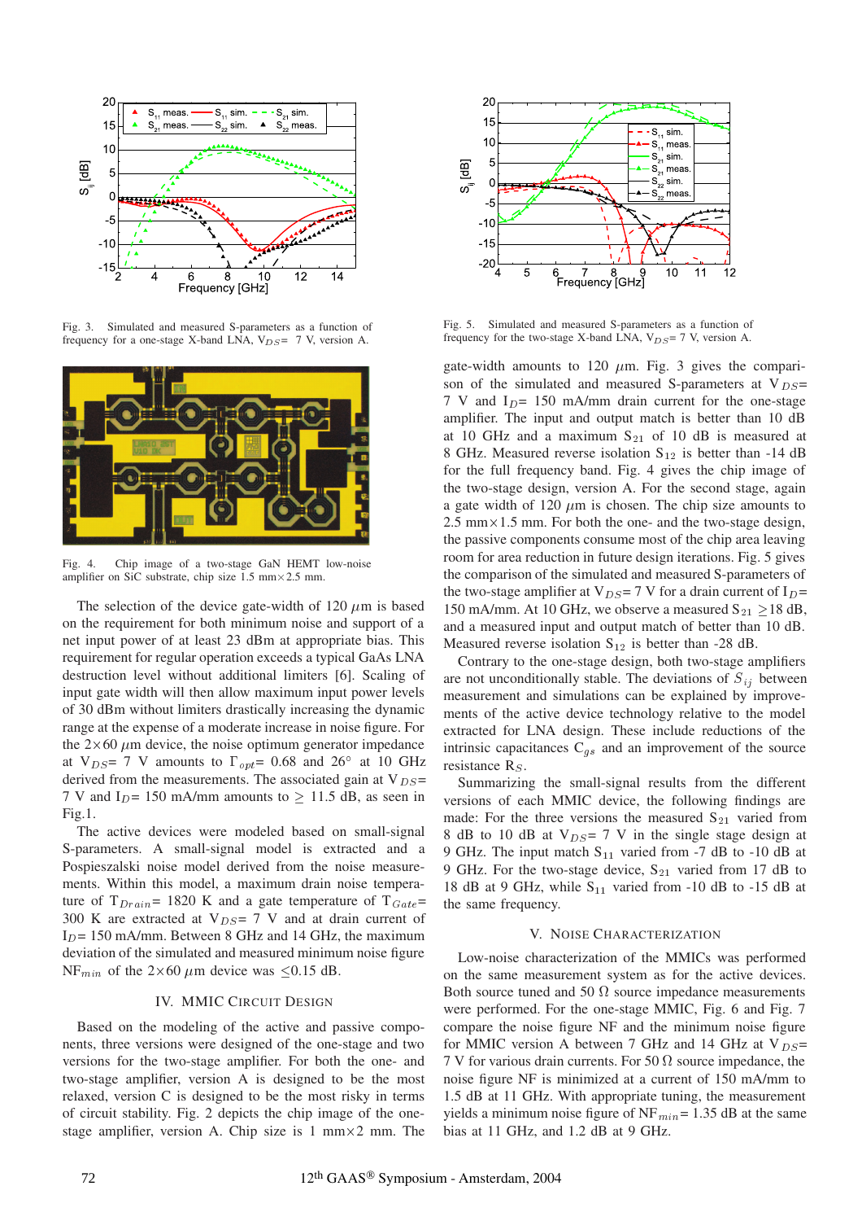Fig. 3. Simulated and measured S-parameters as a function of frequency for a one-stage X-band LNA, $V_{DS}$= 7 V, version A.

Fig. 4. Chip image of a two-stage GaN HEMT low-noise amplifier on SiC substrate, chip size 1.5 mm×2.5 mm.

The selection of the device gate-width of 120 $\mu$m is based on the requirement for both minimum noise and support of a net input power of at least 23 dBm at appropriate bias. This requirement for regular operation exceeds a typical GaAs LNA destruction level without additional limiters [6]. Scaling of input gate width will then allow maximum input power levels of 30 dBm without limiters drastically increasing the dynamic range at the expense of a moderate increase in noise figure. For the 2×60 $\mu$m device, the noise optimum generator impedance at $V_{DS}$= 7 V amounts to $\Gamma_{opt}$= 0.68 and 26° at 10 GHz derived from the measurements. The associated gain at $V_{DS}$= 7 V and $I_D$= 150 mA/mm amounts to $\geq$ 11.5 dB, as seen in Fig.1.

The active devices were modeled based on small-signal S-parameters. A small-signal model is extracted and a Pospieszalski noise model derived from the noise measurements. Within this model, a maximum drain noise temperature of $T_{Drain}$= 1820 K and a gate temperature of $T_{Gate}$= 300 K are extracted at $V_{DS}$= 7 V and at drain current of $I_D$= 150 mA/mm. Between 8 GHz and 14 GHz, the maximum deviation of the simulated and measured minimum noise figure $NF_{min}$ of the 2×60 $\mu$m device was $\leq$0.15 dB.

## IV. MMIC Circuit Design

Based on the modeling of the active and passive components, three versions were designed of the one-stage and two versions for the two-stage amplifier. For both the one- and two-stage amplifier, version A is designed to be the most relaxed, version C is designed to be the most risky in terms of circuit stability. Fig. 2 depicts the chip image of the one-stage amplifier, version A. Chip size is 1 mm×2 mm. The gate-width amounts to 120 $\mu$m. Fig. 3 gives the comparison of the simulated and measured S-parameters at $V_{DS}$= 7 V and $I_D$= 150 mA/mm drain current for the one-stage amplifier. The input and output match is better than 10 dB at 10 GHz and a maximum $S_{21}$ of 10 dB is measured at 8 GHz. Measured reverse isolation $S_{12}$ is better than -14 dB for the full frequency band. Fig. 4 gives the chip image of the two-stage design, version A. For the second stage, again a gate width of 120 $\mu$m is chosen. The chip size amounts to 2.5 mm×1.5 mm. For both the one- and the two-stage design, the passive components consume most of the chip area leaving room for area reduction in future design iterations. Fig. 5 gives the comparison of the simulated and measured S-parameters of the two-stage amplifier at $V_{DS}$= 7 V for a drain current of $I_D$= 150 mA/mm. At 10 GHz, we observe a measured $S_{21}$ $\geq$18 dB, and a measured input and output match of better than 10 dB. Measured reverse isolation $S_{12}$ is better than -28 dB.

Fig. 5. Simulated and measured S-parameters as a function of frequency for the two-stage X-band LNA, $V_{DS}$= 7 V, version A.

Contrary to the one-stage design, both two-stage amplifiers are not unconditionally stable. The deviations of $S_{ij}$ between measurement and simulations can be explained by improvements of the active device technology relative to the model extracted for LNA design. These include reductions of the intrinsic capacitances $C_{gs}$ and an improvement of the source resistance $R_S$.

Summarizing the small-signal results from the different versions of each MMIC device, the following findings are made: For the three versions the measured $S_{21}$ varied from 8 dB to 10 dB at $V_{DS}$= 7 V in the single stage design at 9 GHz. The input match $S_{11}$ varied from -7 dB to -10 dB at 9 GHz. For the two-stage device, $S_{21}$ varied from 17 dB to 18 dB at 9 GHz, while $S_{11}$ varied from -10 dB to -15 dB at the same frequency.

## V. Noise Characterization

Low-noise characterization of the MMICs was performed on the same measurement system as for the active devices. Both source tuned and 50 $\Omega$ source impedance measurements were performed. For the one-stage MMIC, Fig. 6 and Fig. 7 compare the noise figure NF and the minimum noise figure for MMIC version A between 7 GHz and 14 GHz at $V_{DS}$= 7 V for various drain currents. For 50 $\Omega$ source impedance, the noise figure NF is minimized at a current of 150 mA/mm to 1.5 dB at 11 GHz. With appropriate tuning, the measurement yields a minimum noise figure of $NF_{min}$= 1.35 dB at the same bias at 11 GHz, and 1.2 dB at 9 GHz.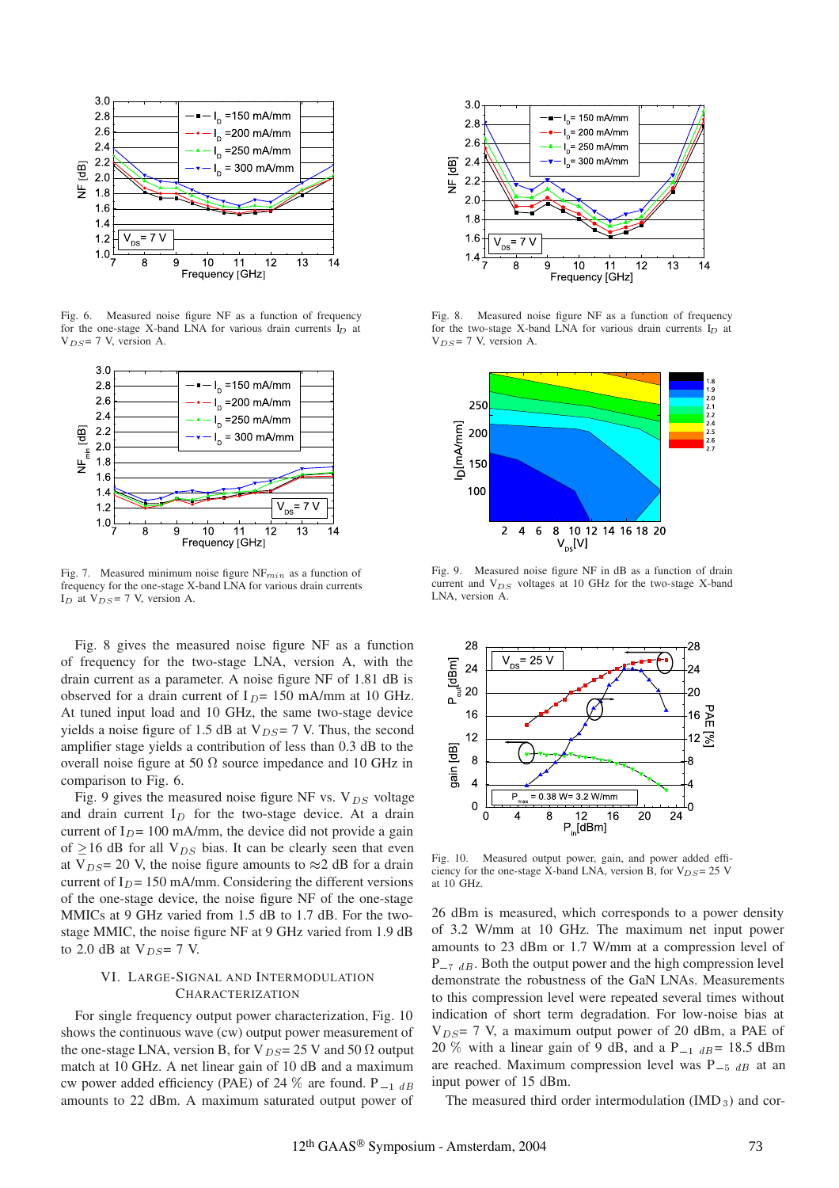Fig. 6. Measured noise figure NF as a function of frequency for the one-stage X-band LNA for various drain currents $I_D$ at $V_{DS}$= 7 V, version A.

Fig. 7. Measured minimum noise figure $NF_{min}$ as a function of frequency for the one-stage X-band LNA for various drain currents $I_D$ at $V_{DS}$= 7 V, version A.

Fig. 8 gives the measured noise figure NF as a function of frequency for the two-stage LNA, version A, with the drain current as a parameter. A noise figure NF of 1.81 dB is observed for a drain current of $I_D$= 150 mA/mm at 10 GHz. At tuned input load and 10 GHz, the same two-stage device yields a noise figure of 1.5 dB at $V_{DS}$= 7 V. Thus, the second amplifier stage yields a contribution of less than 0.3 dB to the overall noise figure at 50 Ω source impedance and 10 GHz in comparison to Fig. 6.

Fig. 9 gives the measured noise figure NF vs. $V_{DS}$ voltage and drain current $I_D$ for the two-stage device. At a drain current of $I_D$= 100 mA/mm, the device did not provide a gain of ≥16 dB for all $V_{DS}$ bias. It can be clearly seen that even at $V_{DS}$= 20 V, the noise figure amounts to ≈2 dB for a drain current of $I_D$= 150 mA/mm. Considering the different versions of the one-stage device, the noise figure NF of the one-stage MMICs at 9 GHz varied from 1.5 dB to 1.7 dB. For the two-stage MMIC, the noise figure NF at 9 GHz varied from 1.9 dB to 2.0 dB at $V_{DS}$= 7 V.

## VI. Large-Signal and Intermodulation Characterization

For single frequency output power characterization, Fig. 10 shows the continuous wave (cw) output power measurement of the one-stage LNA, version B, for $V_{DS}$= 25 V and 50 Ω output match at 10 GHz. A net linear gain of 10 dB and a maximum cw power added efficiency (PAE) of 24 % are found. $P_{-1\ dB}$ amounts to 22 dBm. A maximum saturated output power of 26 dBm is measured, which corresponds to a power density of 3.2 W/mm at 10 GHz. The maximum net input power amounts to 23 dBm or 1.7 W/mm at a compression level of $P_{-7\ dB}$. Both the output power and the high compression level demonstrate the robustness of the GaN LNAs. Measurements to this compression level were repeated several times without indication of short term degradation. For low-noise bias at $V_{DS}$= 7 V, a maximum output power of 20 dBm, a PAE of 20 % with a linear gain of 9 dB, and a $P_{-1\ dB}$= 18.5 dBm are reached. Maximum compression level was $P_{-5\ dB}$ at an input power of 15 dBm.

Fig. 8. Measured noise figure NF as a function of frequency for the two-stage X-band LNA for various drain currents $I_D$ at $V_{DS}$= 7 V, version A.

Fig. 9. Measured noise figure NF in dB as a function of drain current and $V_{DS}$ voltages at 10 GHz for the two-stage X-band LNA, version A.

Fig. 10. Measured output power, gain, and power added efficiency for the one-stage X-band LNA, version B, for $V_{DS}$= 25 V at 10 GHz.

The measured third order intermodulation ($IMD_3$) and cor-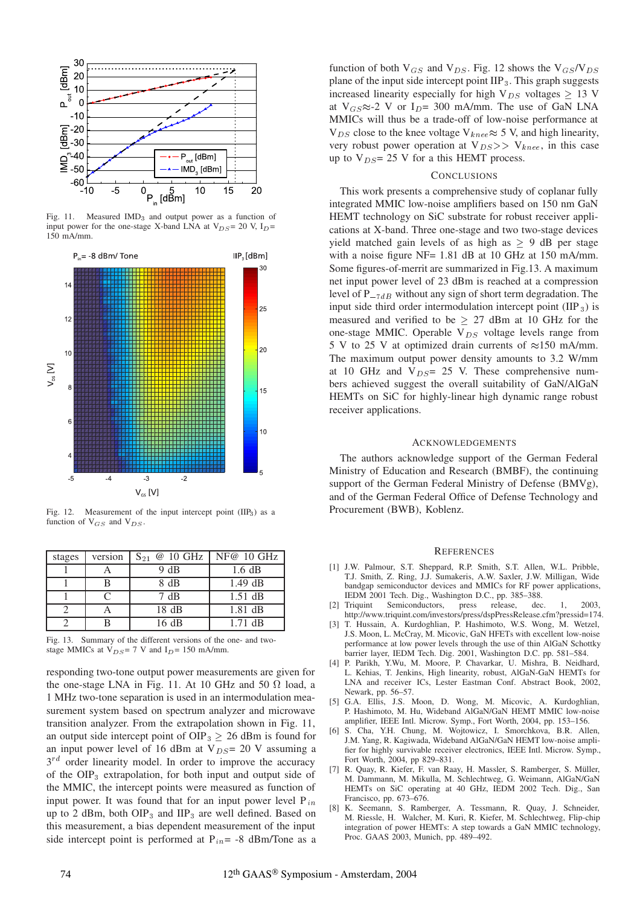30
20
10
0
-10
-20
-30
-40
-50
-60

$P_{out}$ [dBm]

$IMD_3$ [dBm]

-10 -5 0 5 10 15 20

$P_{in}$ [dBm]

$P_{out}$ [dBm]
$IMD_3$ [dBm]

Fig. 11. Measured $IMD_3$ and output power as a function of input power for the one-stage X-band LNA at $V_{DS}$= 20 V, $I_D$= 150 mA/mm.

$P_{in}$= -8 dBm/ Tone

$IIP_3$ [dBm]

14
12
10
8
6
4

$V_{DS}$ [V]

-5 -4 -3 -2

$V_{GS}$ [V]

30
25
20
15
10
5

Fig. 12. Measurement of the input intercept point ($IIP_3$) as a function of $V_{GS}$ and $V_{DS}$.

| stages | version | $S_{21}$ @ 10 GHz | NF@ 10 GHz |
|---|---|---|---|
| 1 | A | 9 dB | 1.6 dB |
| 1 | B | 8 dB | 1.49 dB |
| 1 | C | 7 dB | 1.51 dB |
| 2 | A | 18 dB | 1.81 dB |
| 2 | B | 16 dB | 1.71 dB |

Fig. 13. Summary of the different versions of the one- and two-stage MMICs at $V_{DS}$= 7 V and $I_D$= 150 mA/mm.

responding two-tone output power measurements are given for the one-stage LNA in Fig. 11. At 10 GHz and 50 Ω load, a 1 MHz two-tone separation is used in an intermodulation measurement system based on spectrum analyzer and microwave transition analyzer. From the extrapolation shown in Fig. 11, an output side intercept point of $OIP_3 \geq$ 26 dBm is found for an input power level of 16 dBm at $V_{DS}$= 20 V assuming a $3^{rd}$ order linearity model. In order to improve the accuracy of the $OIP_3$ extrapolation, for both input and output side of the MMIC, the intercept points were measured as function of input power. It was found that for an input power level $P_{in}$ up to 2 dBm, both $OIP_3$ and $IIP_3$ are well defined. Based on this measurement, a bias dependent measurement of the input side intercept point is performed at $P_{in}$= -8 dBm/Tone as a function of both $V_{GS}$ and $V_{DS}$. Fig. 12 shows the $V_{GS}$/$V_{DS}$ plane of the input side intercept point $IIP_3$. This graph suggests increased linearity especially for high $V_{DS}$ voltages ≥ 13 V at $V_{GS}$≈-2 V or $I_D$= 300 mA/mm. The use of GaN LNA MMICs will thus be a trade-off of low-noise performance at $V_{DS}$ close to the knee voltage $V_{knee}$≈ 5 V, and high linearity, very robust power operation at $V_{DS}$>> $V_{knee}$, in this case up to $V_{DS}$= 25 V for a this HEMT process.

## Conclusions

This work presents a comprehensive study of coplanar fully integrated MMIC low-noise amplifiers based on 150 nm GaN HEMT technology on SiC substrate for robust receiver applications at X-band. Three one-stage and two two-stage devices yield matched gain levels of as high as ≥ 9 dB per stage with a noise figure NF= 1.81 dB at 10 GHz at 150 mA/mm. Some figures-of-merit are summarized in Fig.13. A maximum net input power level of 23 dBm is reached at a compression level of $P_{-7dB}$ without any sign of short term degradation. The input side third order intermodulation intercept point ($IIP_3$) is measured and verified to be ≥ 27 dBm at 10 GHz for the one-stage MMIC. Operable $V_{DS}$ voltage levels range from 5 V to 25 V at optimized drain currents of ≈150 mA/mm. The maximum output power density amounts to 3.2 W/mm at 10 GHz and $V_{DS}$= 25 V. These comprehensive numbers achieved suggest the overall suitability of GaN/AlGaN HEMTs on SiC for highly-linear high dynamic range robust receiver applications.

## Acknowledgements

The authors acknowledge support of the German Federal Ministry of Education and Research (BMBF), the continuing support of the German Federal Ministry of Defense (BMVg), and of the German Federal Office of Defense Technology and Procurement (BWB), Koblenz.

## References

[1] J.W. Palmour, S.T. Sheppard, R.P. Smith, S.T. Allen, W.L. Pribble, T.J. Smith, Z. Ring, J.J. Sumakeris, A.W. Saxler, J.W. Milligan, Wide bandgap semiconductor devices and MMICs for RF power applications, IEDM 2001 Tech. Dig., Washington D.C., pp. 385–388.

[2] Triquint Semiconductors, press release, dec. 1, 2003, http://www.triquint.com/investors/press/dspPressRelease.cfm?pressid=174.

[3] T. Hussain, A. Kurdoghlian, P. Hashimoto, W.S. Wong, M. Wetzel, J.S. Moon, L. McCray, M. Micovic, GaN HFETs with excellent low-noise performance at low power levels through the use of thin AlGaN Schottky barrier layer, IEDM Tech. Dig. 2001, Washington D.C. pp. 581–584.

[4] P. Parikh, Y.Wu, M. Moore, P. Chavarkar, U. Mishra, B. Neidhard, L. Kehias, T. Jenkins, High linearity, robust, AlGaN-GaN HEMTs for LNA and receiver ICs, Lester Eastman Conf. Abstract Book, 2002, Newark, pp. 56–57.

[5] G.A. Ellis, J.S. Moon, D. Wong, M. Micovic, A. Kurdoghlian, P. Hashimoto, M. Hu, Wideband AlGaN/GaN HEMT MMIC low-noise amplifier, IEEE Intl. Microw. Symp., Fort Worth, 2004, pp. 153–156.

[6] S. Cha, Y.H. Chung, M. Wojtowicz, I. Smorchkova, B.R. Allen, J.M. Yang, R. Kagiwada, Wideband AlGaN/GaN HEMT low-noise amplifier for highly survivable receiver electronics, IEEE Intl. Microw. Symp., Fort Worth, 2004, pp 829–831.

[7] R. Quay, R. Kiefer, F. van Raay, H. Massler, S. Ramberger, S. Müller, M. Dammann, M. Mikulla, M. Schlechtweg, G. Weimann, AlGaN/GaN HEMTs on SiC operating at 40 GHz, IEDM 2002 Tech. Dig., San Francisco, pp. 673–676.

[8] K. Seemann, S. Ramberger, A. Tessmann, R. Quay, J. Schneider, M. Riessle, H. Walcher, M. Kuri, R. Kiefer, M. Schlechtweg, Flip-chip integration of power HEMTs: A step towards a GaN MMIC technology, Proc. GAAS 2003, Munich, pp. 489–492.